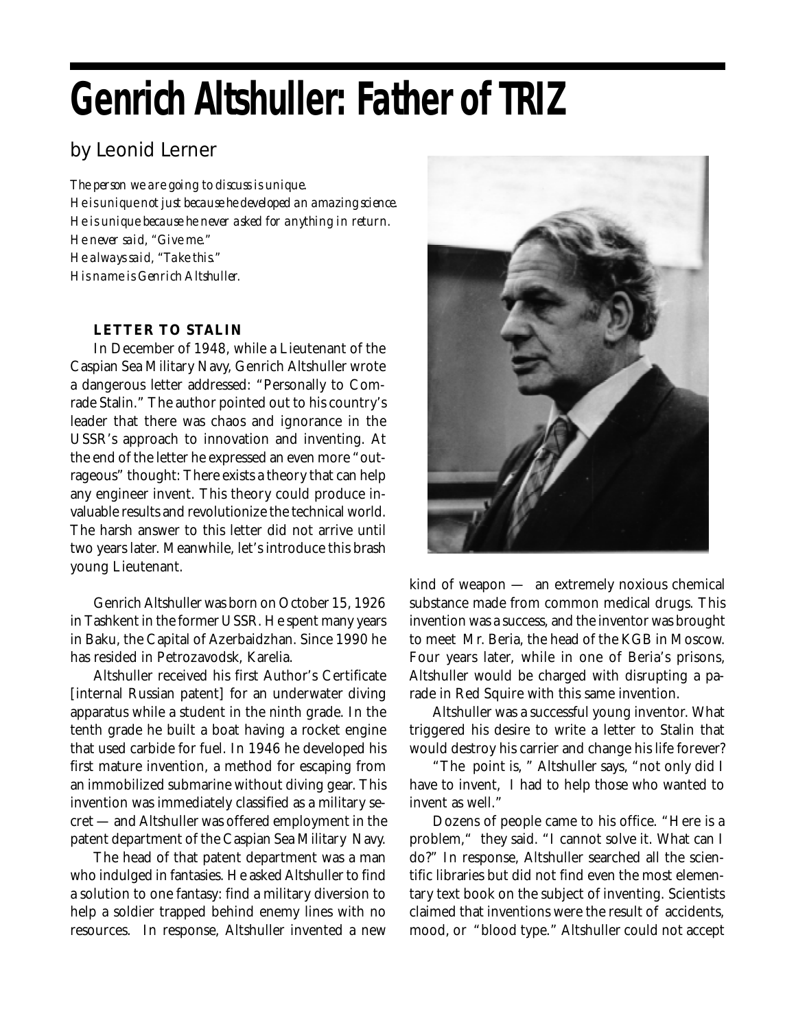# Genrich Altshuller: Father of TRIZ

## by Leonid Lerner

*The person we are going to discuss is unique.*
*He is unique not just because he developed an amazing science.*
*He is unique because he never asked for anything in return.*
*He never said, "Give me."*
*He always said, "Take this."*
*His name is Genrich Altshuller.*

**LETTER TO STALIN**

In December of 1948, while a Lieutenant of the Caspian Sea Military Navy, Genrich Altshuller wrote a dangerous letter addressed: "Personally to Comrade Stalin." The author pointed out to his country's leader that there was chaos and ignorance in the USSR's approach to innovation and inventing. At the end of the letter he expressed an even more "outrageous" thought: There exists a theory that can help any engineer invent. This theory could produce invaluable results and revolutionize the technical world. The harsh answer to this letter did not arrive until two years later. Meanwhile, let's introduce this brash young Lieutenant.

Genrich Altshuller was born on October 15, 1926 in Tashkent in the former USSR. He spent many years in Baku, the Capital of Azerbaidzhan. Since 1990 he has resided in Petrozavodsk, Karelia.

Altshuller received his first Author's Certificate [internal Russian patent] for an underwater diving apparatus while a student in the ninth grade. In the tenth grade he built a boat having a rocket engine that used carbide for fuel. In 1946 he developed his first mature invention, a method for escaping from an immobilized submarine without diving gear. This invention was immediately classified as a military secret — and Altshuller was offered employment in the patent department of the Caspian Sea Military Navy.

The head of that patent department was a man who indulged in fantasies. He asked Altshuller to find a solution to one fantasy: find a military diversion to help a soldier trapped behind enemy lines with no resources. In response, Altshuller invented a new kind of weapon — an extremely noxious chemical substance made from common medical drugs. This invention was a success, and the inventor was brought to meet Mr. Beria, the head of the KGB in Moscow. Four years later, while in one of Beria's prisons, Altshuller would be charged with disrupting a parade in Red Squire with this same invention.

Altshuller was a successful young inventor. What triggered his desire to write a letter to Stalin that would destroy his carrier and change his life forever?

"The point is, " Altshuller says, "not only did I have to invent, I had to help those who wanted to invent as well."

Dozens of people came to his office. "Here is a problem," they said. "I cannot solve it. What can I do?" In response, Altshuller searched all the scientific libraries but did not find even the most elementary text book on the subject of inventing. Scientists claimed that inventions were the result of accidents, mood, or "blood type." Altshuller could not accept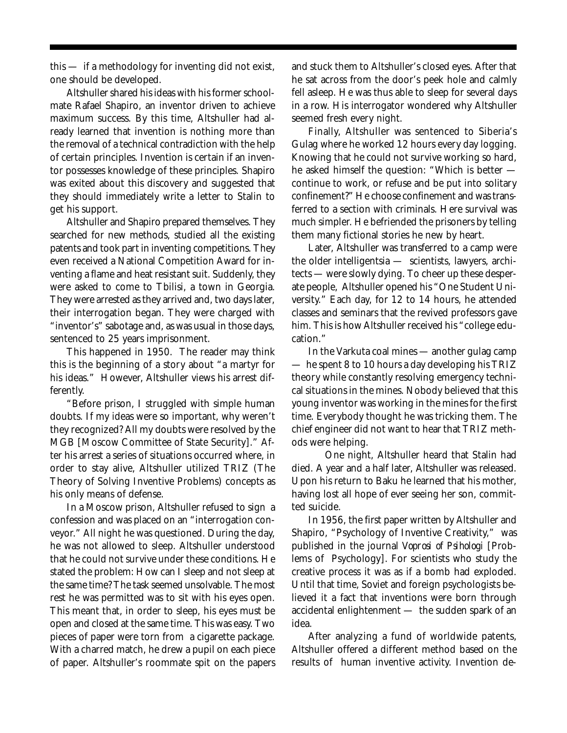this — if a methodology for inventing did not exist, one should be developed.

Altshuller shared his ideas with his former schoolmate Rafael Shapiro, an inventor driven to achieve maximum success. By this time, Altshuller had already learned that invention is nothing more than the removal of a technical contradiction with the help of certain principles. Invention is certain if an inventor possesses knowledge of these principles. Shapiro was exited about this discovery and suggested that they should immediately write a letter to Stalin to get his support.

Altshuller and Shapiro prepared themselves. They searched for new methods, studied all the existing patents and took part in inventing competitions. They even received a National Competition Award for inventing a flame and heat resistant suit. Suddenly, they were asked to come to Tbilisi, a town in Georgia. They were arrested as they arrived and, two days later, their interrogation began. They were charged with "inventor's" sabotage and, as was usual in those days, sentenced to 25 years imprisonment.

This happened in 1950. The reader may think this is the beginning of a story about "a martyr for his ideas." However, Altshuller views his arrest differently.

"Before prison, I struggled with simple human doubts. If my ideas were so important, why weren't they recognized? All my doubts were resolved by the MGB [Moscow Committee of State Security]." After his arrest a series of situations occurred where, in order to stay alive, Altshuller utilized TRIZ (The Theory of Solving Inventive Problems) concepts as his only means of defense.

In a Moscow prison, Altshuller refused to sign a confession and was placed on an "interrogation conveyor." All night he was questioned. During the day, he was not allowed to sleep. Altshuller understood that he could not survive under these conditions. He stated the problem: How can I sleep and not sleep at the same time? The task seemed unsolvable. The most rest he was permitted was to sit with his eyes open. This meant that, in order to sleep, his eyes must be open and closed at the same time. This was easy. Two pieces of paper were torn from a cigarette package. With a charred match, he drew a pupil on each piece of paper. Altshuller's roommate spit on the papers and stuck them to Altshuller's closed eyes. After that he sat across from the door's peek hole and calmly fell asleep. He was thus able to sleep for several days in a row. His interrogator wondered why Altshuller seemed fresh every night.

Finally, Altshuller was sentenced to Siberia's Gulag where he worked 12 hours every day logging. Knowing that he could not survive working so hard, he asked himself the question: "Which is better — continue to work, or refuse and be put into solitary confinement?" He choose confinement and was transferred to a section with criminals. Here survival was much simpler. He befriended the prisoners by telling them many fictional stories he new by heart.

Later, Altshuller was transferred to a camp were the older intelligentsia — scientists, lawyers, architects — were slowly dying. To cheer up these desperate people, Altshuller opened his "One Student University." Each day, for 12 to 14 hours, he attended classes and seminars that the revived professors gave him. This is how Altshuller received his "college education."

In the Varkuta coal mines — another gulag camp — he spent 8 to 10 hours a day developing his TRIZ theory while constantly resolving emergency technical situations in the mines. Nobody believed that this young inventor was working in the mines for the first time. Everybody thought he was tricking them. The chief engineer did not want to hear that TRIZ methods were helping.

One night, Altshuller heard that Stalin had died. A year and a half later, Altshuller was released. Upon his return to Baku he learned that his mother, having lost all hope of ever seeing her son, committed suicide.

In 1956, the first paper written by Altshuller and Shapiro, "Psychology of Inventive Creativity," was published in the journal *Voprosi of Psihologi* [Problems of Psychology]. For scientists who study the creative process it was as if a bomb had exploded. Until that time, Soviet and foreign psychologists believed it a fact that inventions were born through accidental enlightenment — the sudden spark of an idea.

After analyzing a fund of worldwide patents, Altshuller offered a different method based on the results of human inventive activity. Invention de-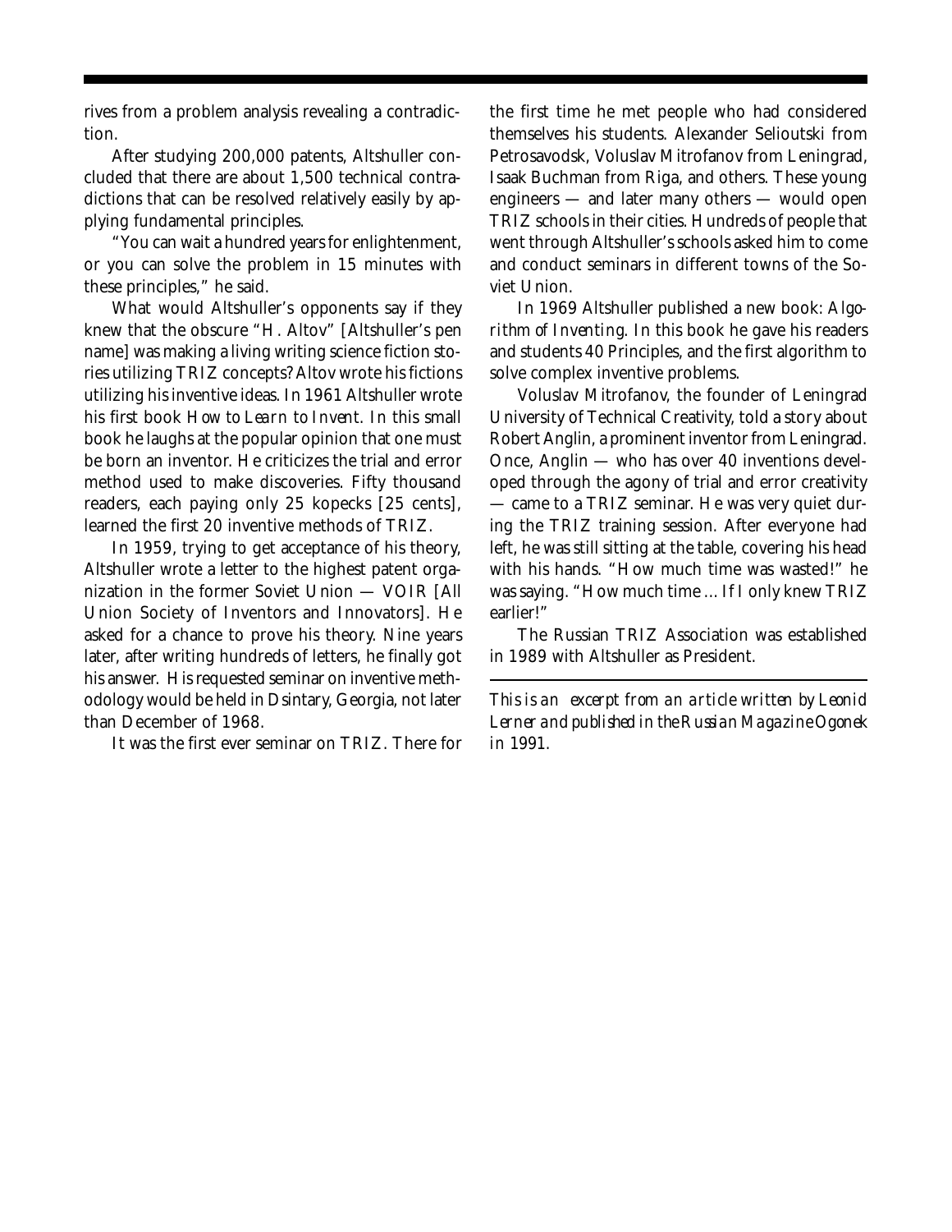rives from a problem analysis revealing a contradiction.

After studying 200,000 patents, Altshuller concluded that there are about 1,500 technical contradictions that can be resolved relatively easily by applying fundamental principles.

"You can wait a hundred years for enlightenment, or you can solve the problem in 15 minutes with these principles," he said.

What would Altshuller's opponents say if they knew that the obscure "H. Altov" [Altshuller's pen name] was making a living writing science fiction stories utilizing TRIZ concepts? Altov wrote his fictions utilizing his inventive ideas. In 1961 Altshuller wrote his first book *How to Learn to Invent*. In this small book he laughs at the popular opinion that one must be born an inventor. He criticizes the trial and error method used to make discoveries. Fifty thousand readers, each paying only 25 kopecks [25 cents], learned the first 20 inventive methods of TRIZ.

In 1959, trying to get acceptance of his theory, Altshuller wrote a letter to the highest patent organization in the former Soviet Union — VOIR [All Union Society of Inventors and Innovators]. He asked for a chance to prove his theory. Nine years later, after writing hundreds of letters, he finally got his answer. His requested seminar on inventive methodology would be held in Dsintary, Georgia, not later than December of 1968.

It was the first ever seminar on TRIZ. There for the first time he met people who had considered themselves his students. Alexander Selioutski from Petrosavodsk, Voluslav Mitrofanov from Leningrad, Isaak Buchman from Riga, and others. These young engineers — and later many others — would open TRIZ schools in their cities. Hundreds of people that went through Altshuller's schools asked him to come and conduct seminars in different towns of the Soviet Union.

In 1969 Altshuller published a new book: *Algorithm of Inventing*. In this book he gave his readers and students 40 Principles, and the first algorithm to solve complex inventive problems.

Voluslav Mitrofanov, the founder of Leningrad University of Technical Creativity, told a story about Robert Anglin, a prominent inventor from Leningrad. Once, Anglin — who has over 40 inventions developed through the agony of trial and error creativity — came to a TRIZ seminar. He was very quiet during the TRIZ training session. After everyone had left, he was still sitting at the table, covering his head with his hands. "How much time was wasted!" he was saying. "How much time ... If I only knew TRIZ earlier!"

The Russian TRIZ Association was established in 1989 with Altshuller as President.

---

*This is an excerpt from an article written by Leonid Lerner and published in the Russian Magazine Ogonek in 1991.*